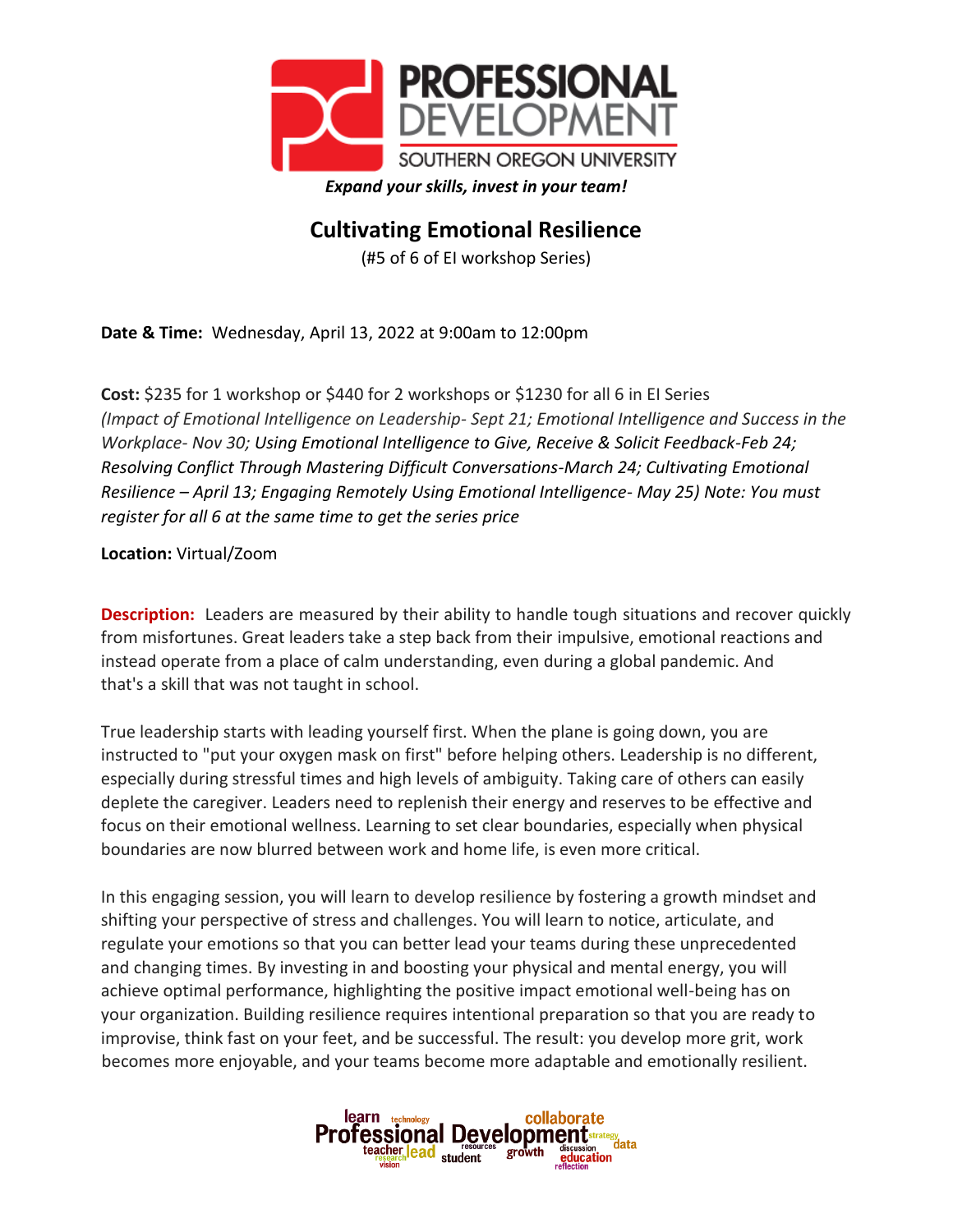**PROFESSIONAL DEVELOPMENT**
SOUTHERN OREGON UNIVERSITY

*Expand your skills, invest in your team!*

# Cultivating Emotional Resilience

(#5 of 6 of EI workshop Series)

**Date & Time:** Wednesday, April 13, 2022 at 9:00am to 12:00pm

**Cost:** $235 for 1 workshop or $440 for 2 workshops or $1230 for all 6 in EI Series *(Impact of Emotional Intelligence on Leadership- Sept 21; Emotional Intelligence and Success in the Workplace- Nov 30; Using Emotional Intelligence to Give, Receive & Solicit Feedback-Feb 24; Resolving Conflict Through Mastering Difficult Conversations-March 24; Cultivating Emotional Resilience – April 13; Engaging Remotely Using Emotional Intelligence- May 25) Note: You must register for all 6 at the same time to get the series price*

**Location:** Virtual/Zoom

**Description:** Leaders are measured by their ability to handle tough situations and recover quickly from misfortunes. Great leaders take a step back from their impulsive, emotional reactions and instead operate from a place of calm understanding, even during a global pandemic. And that's a skill that was not taught in school.

True leadership starts with leading yourself first. When the plane is going down, you are instructed to "put your oxygen mask on first" before helping others. Leadership is no different, especially during stressful times and high levels of ambiguity. Taking care of others can easily deplete the caregiver. Leaders need to replenish their energy and reserves to be effective and focus on their emotional wellness. Learning to set clear boundaries, especially when physical boundaries are now blurred between work and home life, is even more critical.

In this engaging session, you will learn to develop resilience by fostering a growth mindset and shifting your perspective of stress and challenges. You will learn to notice, articulate, and regulate your emotions so that you can better lead your teams during these unprecedented and changing times. By investing in and boosting your physical and mental energy, you will achieve optimal performance, highlighting the positive impact emotional well-being has on your organization. Building resilience requires intentional preparation so that you are ready to improvise, think fast on your feet, and be successful. The result: you develop more grit, work becomes more enjoyable, and your teams become more adaptable and emotionally resilient.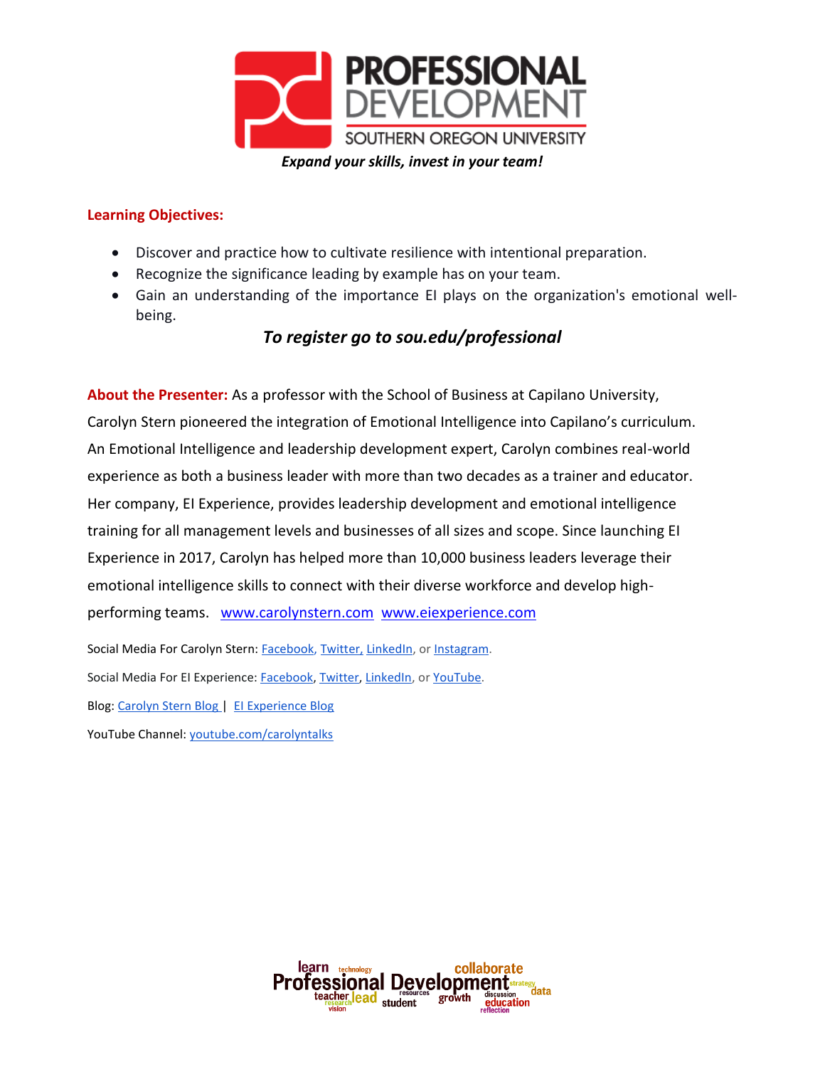**PROFESSIONAL DEVELOPMENT**
SOUTHERN OREGON UNIVERSITY

*Expand your skills, invest in your team!*

**Learning Objectives:**

- Discover and practice how to cultivate resilience with intentional preparation.
- Recognize the significance leading by example has on your team.
- Gain an understanding of the importance EI plays on the organization's emotional well-being.

***To register go to sou.edu/professional***

**About the Presenter:** As a professor with the School of Business at Capilano University, Carolyn Stern pioneered the integration of Emotional Intelligence into Capilano's curriculum. An Emotional Intelligence and leadership development expert, Carolyn combines real-world experience as both a business leader with more than two decades as a trainer and educator. Her company, EI Experience, provides leadership development and emotional intelligence training for all management levels and businesses of all sizes and scope. Since launching EI Experience in 2017, Carolyn has helped more than 10,000 business leaders leverage their emotional intelligence skills to connect with their diverse workforce and develop high-performing teams. www.carolynstern.com www.eiexperience.com

Social Media For Carolyn Stern: Facebook, Twitter, LinkedIn, or Instagram.

Social Media For EI Experience: Facebook, Twitter, LinkedIn, or YouTube.

Blog: Carolyn Stern Blog | EI Experience Blog

YouTube Channel: youtube.com/carolyntalks